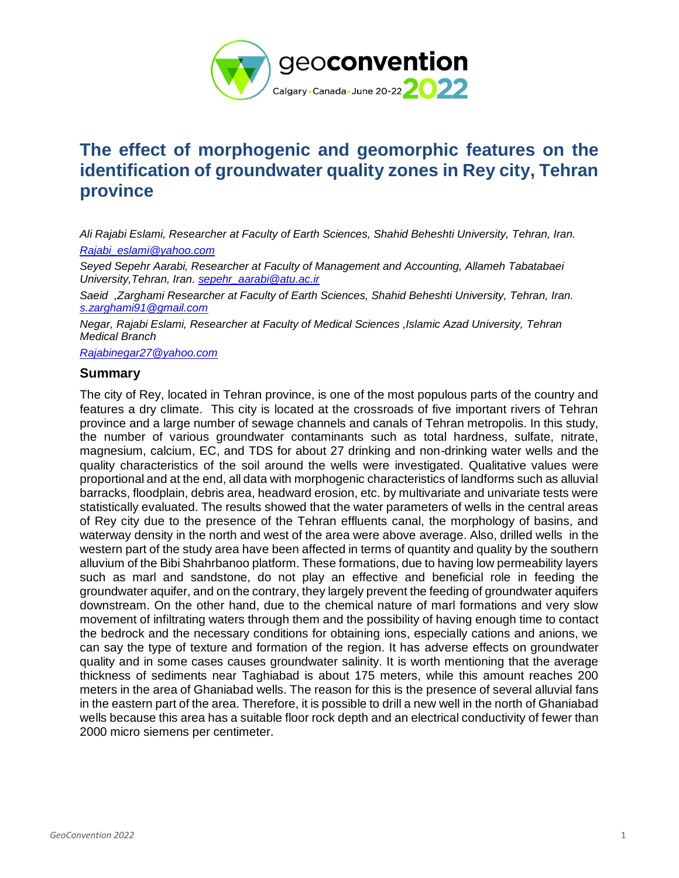# The effect of morphogenic and geomorphic features on the identification of groundwater quality zones in Rey city, Tehran province

*Ali Rajabi Eslami, Researcher at Faculty of Earth Sciences, Shahid Beheshti University, Tehran, Iran.*
*Rajabi_eslami@yahoo.com*

*Seyed Sepehr Aarabi, Researcher at Faculty of Management and Accounting, Allameh Tabatabaei University,Tehran, Iran. sepehr_aarabi@atu.ac.ir*

*Saeid ,Zarghami Researcher at Faculty of Earth Sciences, Shahid Beheshti University, Tehran, Iran. s.zarghami91@gmail.com*

*Negar, Rajabi Eslami, Researcher at Faculty of Medical Sciences ,Islamic Azad University, Tehran Medical Branch*

*Rajabinegar27@yahoo.com*

## Summary

The city of Rey, located in Tehran province, is one of the most populous parts of the country and features a dry climate. This city is located at the crossroads of five important rivers of Tehran province and a large number of sewage channels and canals of Tehran metropolis. In this study, the number of various groundwater contaminants such as total hardness, sulfate, nitrate, magnesium, calcium, EC, and TDS for about 27 drinking and non-drinking water wells and the quality characteristics of the soil around the wells were investigated. Qualitative values were proportional and at the end, all data with morphogenic characteristics of landforms such as alluvial barracks, floodplain, debris area, headward erosion, etc. by multivariate and univariate tests were statistically evaluated. The results showed that the water parameters of wells in the central areas of Rey city due to the presence of the Tehran effluents canal, the morphology of basins, and waterway density in the north and west of the area were above average. Also, drilled wells in the western part of the study area have been affected in terms of quantity and quality by the southern alluvium of the Bibi Shahrbanoo platform. These formations, due to having low permeability layers such as marl and sandstone, do not play an effective and beneficial role in feeding the groundwater aquifer, and on the contrary, they largely prevent the feeding of groundwater aquifers downstream. On the other hand, due to the chemical nature of marl formations and very slow movement of infiltrating waters through them and the possibility of having enough time to contact the bedrock and the necessary conditions for obtaining ions, especially cations and anions, we can say the type of texture and formation of the region. It has adverse effects on groundwater quality and in some cases causes groundwater salinity. It is worth mentioning that the average thickness of sediments near Taghiabad is about 175 meters, while this amount reaches 200 meters in the area of Ghaniabad wells. The reason for this is the presence of several alluvial fans in the eastern part of the area. Therefore, it is possible to drill a new well in the north of Ghaniabad wells because this area has a suitable floor rock depth and an electrical conductivity of fewer than 2000 micro siemens per centimeter.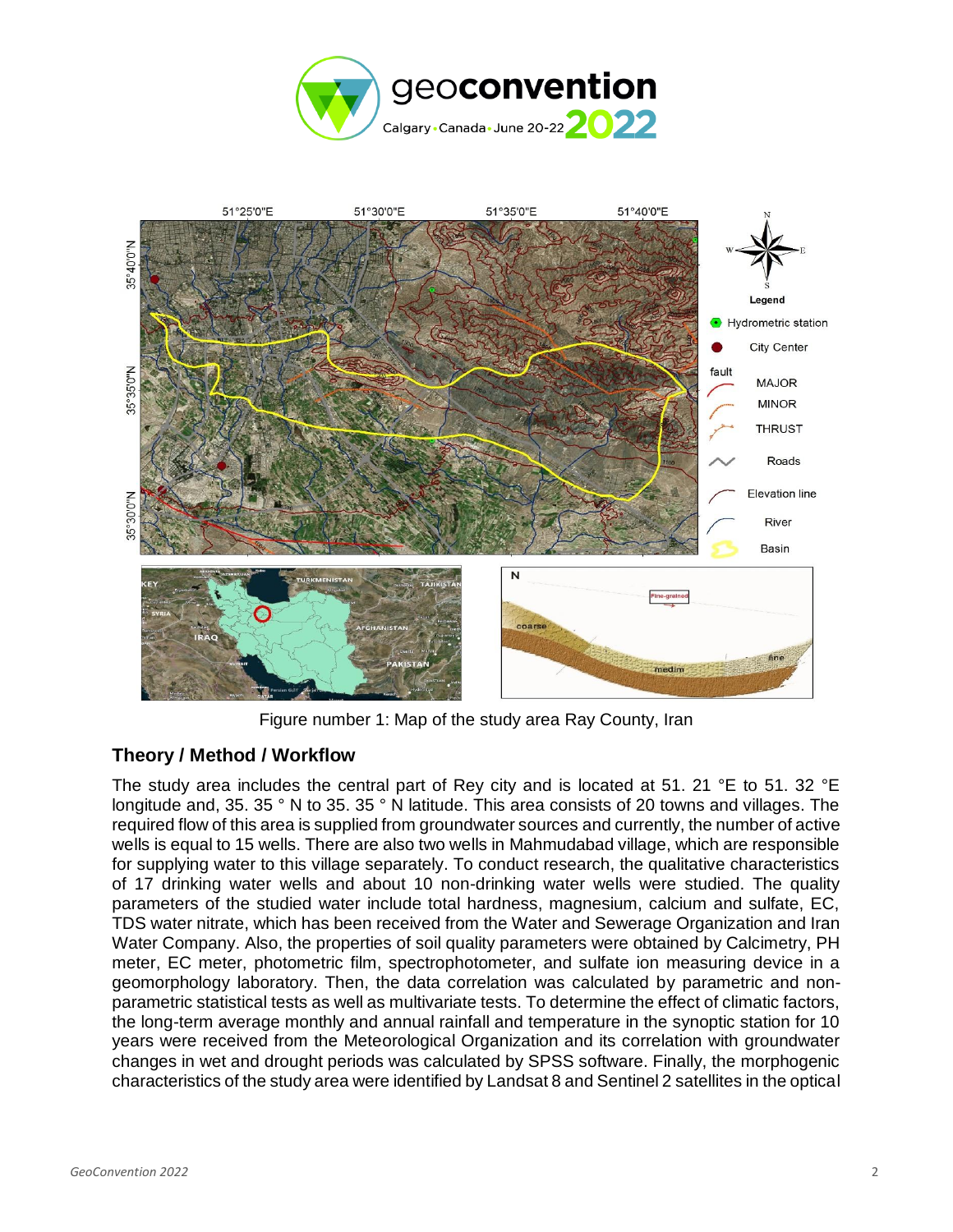Figure number 1: Map of the study area Ray County, Iran

## Theory / Method / Workflow

The study area includes the central part of Rey city and is located at 51. 21 °E to 51. 32 °E longitude and, 35. 35 ° N to 35. 35 ° N latitude. This area consists of 20 towns and villages. The required flow of this area is supplied from groundwater sources and currently, the number of active wells is equal to 15 wells. There are also two wells in Mahmudabad village, which are responsible for supplying water to this village separately. To conduct research, the qualitative characteristics of 17 drinking water wells and about 10 non-drinking water wells were studied. The quality parameters of the studied water include total hardness, magnesium, calcium and sulfate, EC, TDS water nitrate, which has been received from the Water and Sewerage Organization and Iran Water Company. Also, the properties of soil quality parameters were obtained by Calcimetry, PH meter, EC meter, photometric film, spectrophotometer, and sulfate ion measuring device in a geomorphology laboratory. Then, the data correlation was calculated by parametric and non-parametric statistical tests as well as multivariate tests. To determine the effect of climatic factors, the long-term average monthly and annual rainfall and temperature in the synoptic station for 10 years were received from the Meteorological Organization and its correlation with groundwater changes in wet and drought periods was calculated by SPSS software. Finally, the morphogenic characteristics of the study area were identified by Landsat 8 and Sentinel 2 satellites in the optical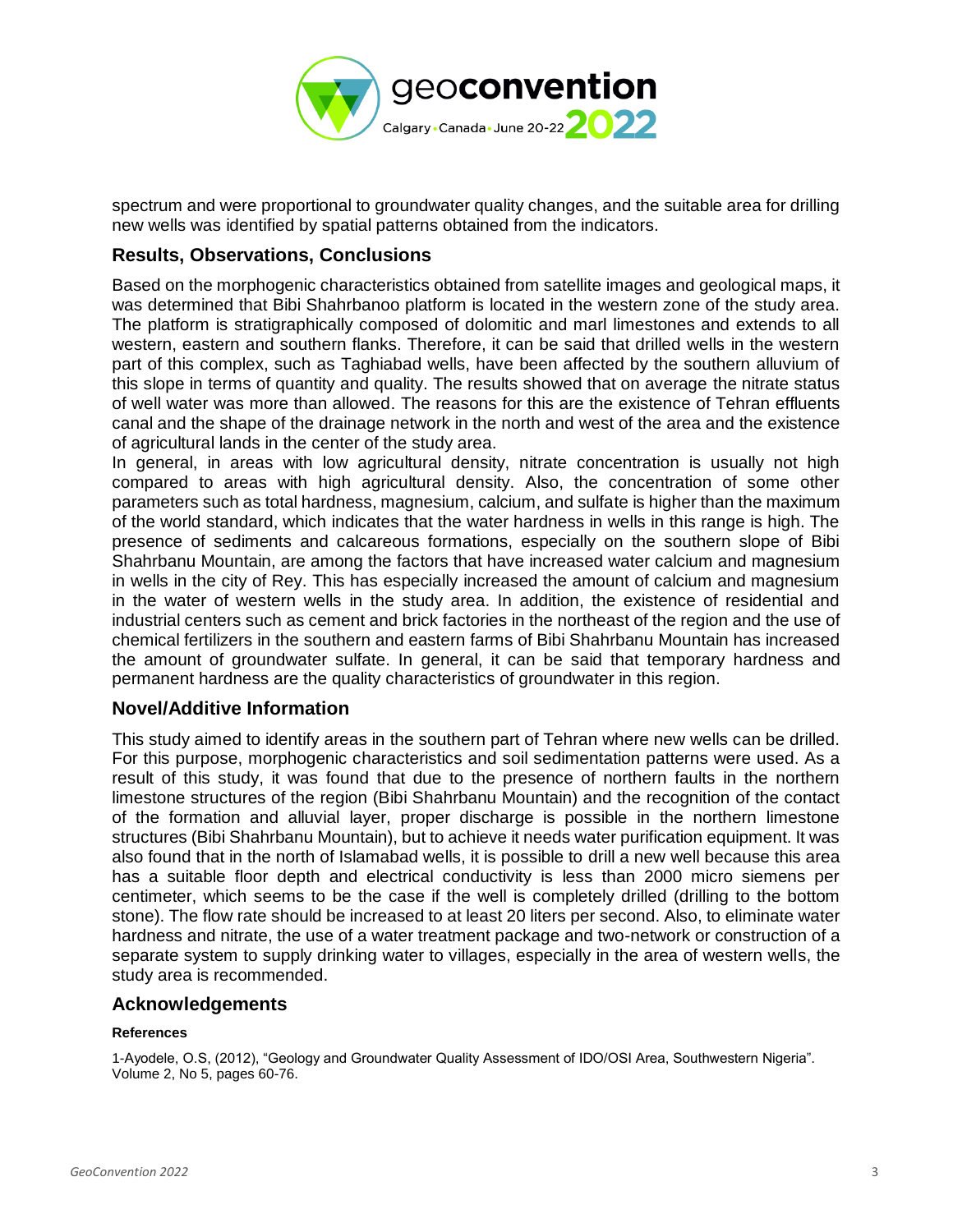spectrum and were proportional to groundwater quality changes, and the suitable area for drilling new wells was identified by spatial patterns obtained from the indicators.

## Results, Observations, Conclusions

Based on the morphogenic characteristics obtained from satellite images and geological maps, it was determined that Bibi Shahrbanoo platform is located in the western zone of the study area. The platform is stratigraphically composed of dolomitic and marl limestones and extends to all western, eastern and southern flanks. Therefore, it can be said that drilled wells in the western part of this complex, such as Taghiabad wells, have been affected by the southern alluvium of this slope in terms of quantity and quality. The results showed that on average the nitrate status of well water was more than allowed. The reasons for this are the existence of Tehran effluents canal and the shape of the drainage network in the north and west of the area and the existence of agricultural lands in the center of the study area.

In general, in areas with low agricultural density, nitrate concentration is usually not high compared to areas with high agricultural density. Also, the concentration of some other parameters such as total hardness, magnesium, calcium, and sulfate is higher than the maximum of the world standard, which indicates that the water hardness in wells in this range is high. The presence of sediments and calcareous formations, especially on the southern slope of Bibi Shahrbanu Mountain, are among the factors that have increased water calcium and magnesium in wells in the city of Rey. This has especially increased the amount of calcium and magnesium in the water of western wells in the study area. In addition, the existence of residential and industrial centers such as cement and brick factories in the northeast of the region and the use of chemical fertilizers in the southern and eastern farms of Bibi Shahrbanu Mountain has increased the amount of groundwater sulfate. In general, it can be said that temporary hardness and permanent hardness are the quality characteristics of groundwater in this region.

## Novel/Additive Information

This study aimed to identify areas in the southern part of Tehran where new wells can be drilled. For this purpose, morphogenic characteristics and soil sedimentation patterns were used. As a result of this study, it was found that due to the presence of northern faults in the northern limestone structures of the region (Bibi Shahrbanu Mountain) and the recognition of the contact of the formation and alluvial layer, proper discharge is possible in the northern limestone structures (Bibi Shahrbanu Mountain), but to achieve it needs water purification equipment. It was also found that in the north of Islamabad wells, it is possible to drill a new well because this area has a suitable floor depth and electrical conductivity is less than 2000 micro siemens per centimeter, which seems to be the case if the well is completely drilled (drilling to the bottom stone). The flow rate should be increased to at least 20 liters per second. Also, to eliminate water hardness and nitrate, the use of a water treatment package and two-network or construction of a separate system to supply drinking water to villages, especially in the area of western wells, the study area is recommended.

## Acknowledgements

#### References

1-Ayodele, O.S, (2012), "Geology and Groundwater Quality Assessment of IDO/OSI Area, Southwestern Nigeria". Volume 2, No 5, pages 60-76.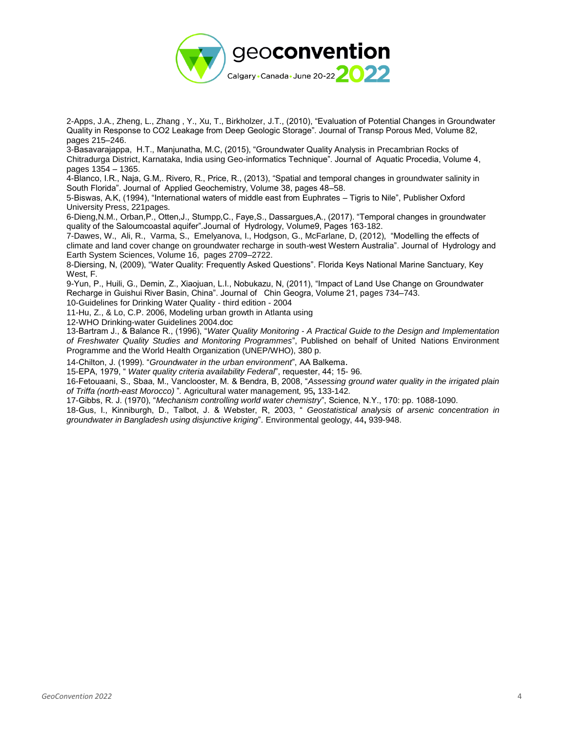2-Apps, J.A., Zheng, L., Zhang , Y., Xu, T., Birkholzer, J.T., (2010), "Evaluation of Potential Changes in Groundwater Quality in Response to CO2 Leakage from Deep Geologic Storage". Journal of Transp Porous Med, Volume 82, pages 215–246.

3-Basavarajappa, H.T., Manjunatha, M.C, (2015), "Groundwater Quality Analysis in Precambrian Rocks of Chitradurga District, Karnataka, India using Geo-informatics Technique". Journal of Aquatic Procedia, Volume 4, pages 1354 – 1365.

4-Blanco, I.R., Naja, G.M,. Rivero, R., Price, R., (2013), "Spatial and temporal changes in groundwater salinity in South Florida". Journal of Applied Geochemistry, Volume 38, pages 48–58.

5-Biswas, A.K, (1994), "International waters of middle east from Euphrates – Tigris to Nile", Publisher Oxford University Press, 221pages.

6-Dieng,N.M., Orban,P., Otten,J., Stumpp,C., Faye,S., Dassargues,A., (2017). "Temporal changes in groundwater quality of the Saloumcoastal aquifer".Journal of Hydrology, Volume9, Pages 163-182.

7-Dawes, W., Ali, R., Varma, S., Emelyanova, I., Hodgson, G., McFarlane, D, (2012), "Modelling the effects of climate and land cover change on groundwater recharge in south-west Western Australia". Journal of Hydrology and Earth System Sciences, Volume 16, pages 2709–2722.

8-Diersing, N, (2009), "Water Quality: Frequently Asked Questions". Florida Keys National Marine Sanctuary, Key West, F.

9-Yun, P., Huili, G., Demin, Z., Xiaojuan, L.I., Nobukazu, N, (2011), "Impact of Land Use Change on Groundwater Recharge in Guishui River Basin, China". Journal of Chin Geogra, Volume 21, pages 734–743.

10-Guidelines for Drinking Water Quality - third edition - 2004

11-Hu, Z., & Lo, C.P. 2006, Modeling urban growth in Atlanta using

12-WHO Drinking-water Guidelines 2004.doc

13-Bartram J., & Balance R., (1996), "*Water Quality Monitoring - A Practical Guide to the Design and Implementation of Freshwater Quality Studies and Monitoring Programmes*", Published on behalf of United Nations Environment Programme and the World Health Organization (UNEP/WHO), 380 p.

14-Chilton, J. (1999). "*Groundwater in the urban environment*", AA Balkema.

15-EPA, 1979, " *Water quality criteria availability Federal*", requester, 44; 15- 96.

16-Fetouaani, S., Sbaa, M., Vanclooster, M. & Bendra, B, 2008, "*Assessing ground water quality in the irrigated plain of Triffa (north-east Morocco)* ". Agricultural water management, 95**,** 133-142.

17-Gibbs, R. J. (1970), "*Mechanism controlling world water chemistry*", Science, N.Y., 170: pp. 1088-1090.

18-Gus, I., Kinniburgh, D., Talbot, J. & Webster, R, 2003, " *Geostatistical analysis of arsenic concentration in groundwater in Bangladesh using disjunctive kriging*". Environmental geology, 44**,** 939-948.